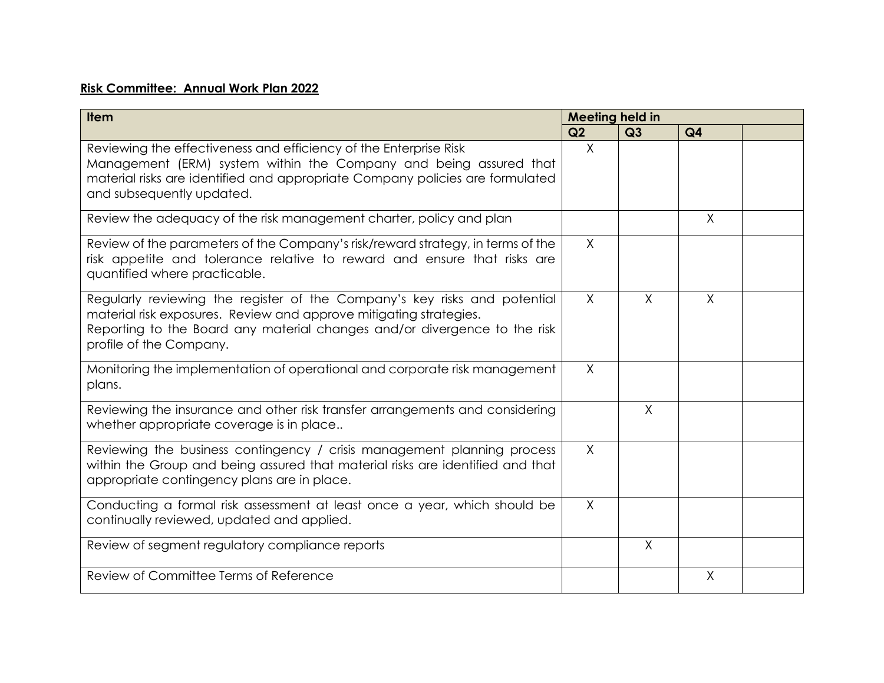**Risk Committee: Annual Work Plan 2022**

| Item | Meeting held in | | | |
|---|---|---|---|---|
| | Q2 | Q3 | Q4 | |
| Reviewing the effectiveness and efficiency of the Enterprise Risk Management (ERM) system within the Company and being assured that material risks are identified and appropriate Company policies are formulated and subsequently updated. | X | | | |
| Review the adequacy of the risk management charter, policy and plan | | | X | |
| Review of the parameters of the Company's risk/reward strategy, in terms of the risk appetite and tolerance relative to reward and ensure that risks are quantified where practicable. | X | | | |
| Regularly reviewing the register of the Company's key risks and potential material risk exposures. Review and approve mitigating strategies. Reporting to the Board any material changes and/or divergence to the risk profile of the Company. | X | X | X | |
| Monitoring the implementation of operational and corporate risk management plans. | X | | | |
| Reviewing the insurance and other risk transfer arrangements and considering whether appropriate coverage is in place.. | | X | | |
| Reviewing the business contingency / crisis management planning process within the Group and being assured that material risks are identified and that appropriate contingency plans are in place. | X | | | |
| Conducting a formal risk assessment at least once a year, which should be continually reviewed, updated and applied. | X | | | |
| Review of segment regulatory compliance reports | | X | | |
| Review of Committee Terms of Reference | | | X | |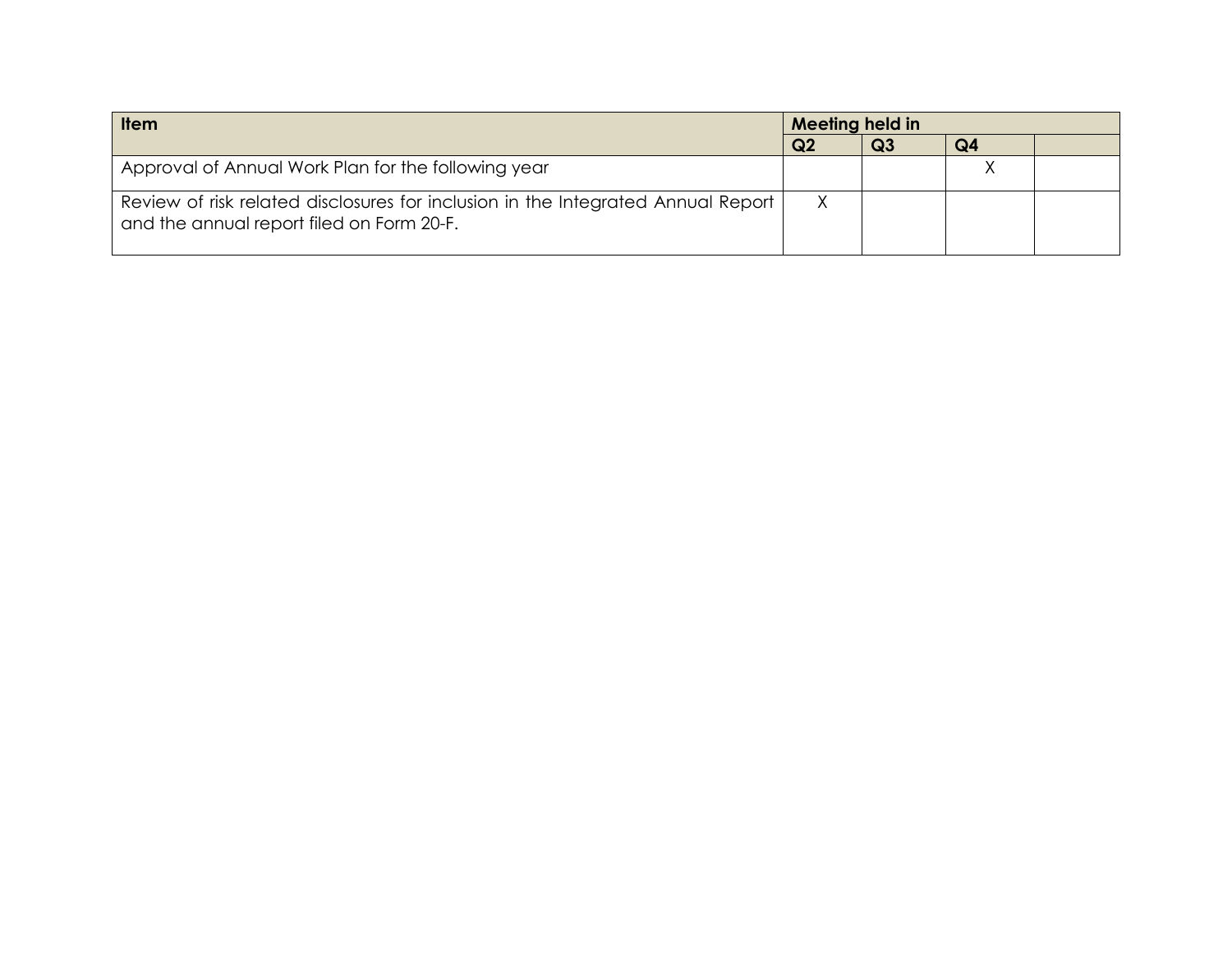| Item | Meeting held in | | | |
|---|---|---|---|---|
| | Q2 | Q3 | Q4 | |
| Approval of Annual Work Plan for the following year | | | X | |
| Review of risk related disclosures for inclusion in the Integrated Annual Report and the annual report filed on Form 20-F. | X | | | |